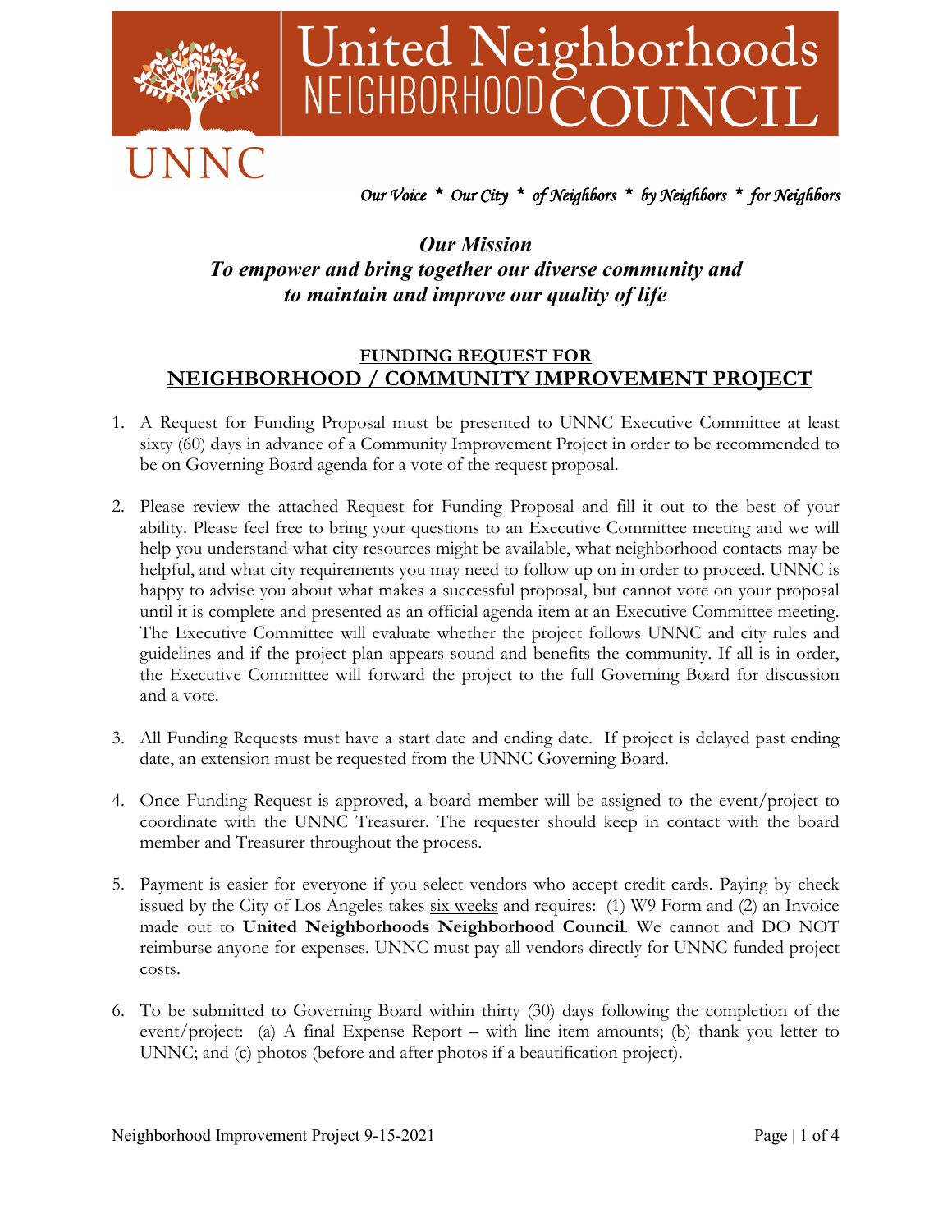# United Neighborhoods NEIGHBORHOOD COUNCIL

UNNC

*Our Voice * Our City * of Neighbors * by Neighbors * for Neighbors*

***Our Mission***
***To empower and bring together our diverse community and to maintain and improve our quality of life***

## FUNDING REQUEST FOR NEIGHBORHOOD / COMMUNITY IMPROVEMENT PROJECT

1. A Request for Funding Proposal must be presented to UNNC Executive Committee at least sixty (60) days in advance of a Community Improvement Project in order to be recommended to be on Governing Board agenda for a vote of the request proposal.

2. Please review the attached Request for Funding Proposal and fill it out to the best of your ability. Please feel free to bring your questions to an Executive Committee meeting and we will help you understand what city resources might be available, what neighborhood contacts may be helpful, and what city requirements you may need to follow up on in order to proceed. UNNC is happy to advise you about what makes a successful proposal, but cannot vote on your proposal until it is complete and presented as an official agenda item at an Executive Committee meeting. The Executive Committee will evaluate whether the project follows UNNC and city rules and guidelines and if the project plan appears sound and benefits the community. If all is in order, the Executive Committee will forward the project to the full Governing Board for discussion and a vote.

3. All Funding Requests must have a start date and ending date. If project is delayed past ending date, an extension must be requested from the UNNC Governing Board.

4. Once Funding Request is approved, a board member will be assigned to the event/project to coordinate with the UNNC Treasurer. The requester should keep in contact with the board member and Treasurer throughout the process.

5. Payment is easier for everyone if you select vendors who accept credit cards. Paying by check issued by the City of Los Angeles takes six weeks and requires: (1) W9 Form and (2) an Invoice made out to **United Neighborhoods Neighborhood Council**. We cannot and DO NOT reimburse anyone for expenses. UNNC must pay all vendors directly for UNNC funded project costs.

6. To be submitted to Governing Board within thirty (30) days following the completion of the event/project: (a) A final Expense Report – with line item amounts; (b) thank you letter to UNNC; and (c) photos (before and after photos if a beautification project).

Neighborhood Improvement Project 9-15-2021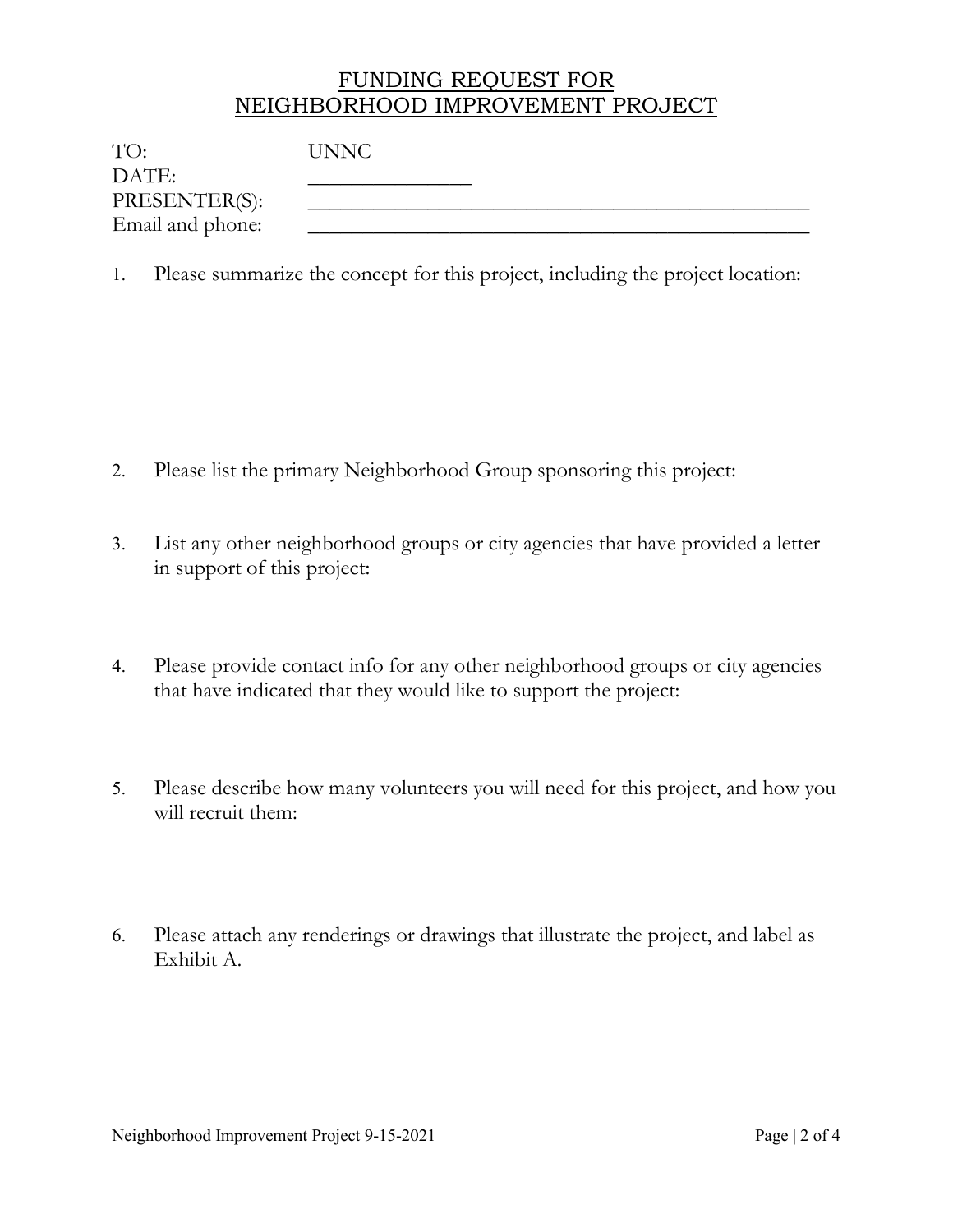# FUNDING REQUEST FOR NEIGHBORHOOD IMPROVEMENT PROJECT

TO: UNNC

DATE: _______________

PRESENTER(S): _______________________________________________

Email and phone: _______________________________________________

1. Please summarize the concept for this project, including the project location:

2. Please list the primary Neighborhood Group sponsoring this project:

3. List any other neighborhood groups or city agencies that have provided a letter in support of this project:

4. Please provide contact info for any other neighborhood groups or city agencies that have indicated that they would like to support the project:

5. Please describe how many volunteers you will need for this project, and how you will recruit them:

6. Please attach any renderings or drawings that illustrate the project, and label as Exhibit A.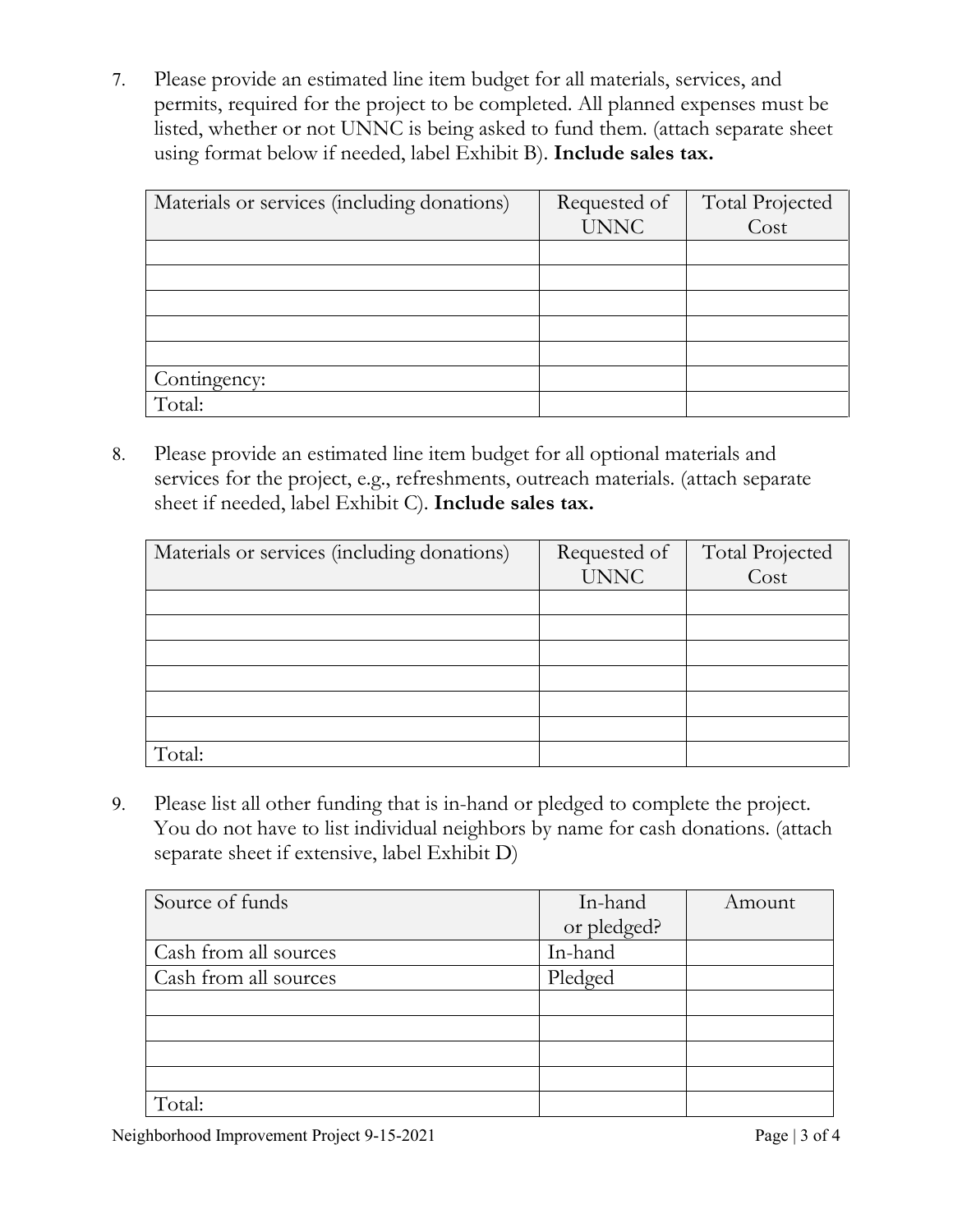7. Please provide an estimated line item budget for all materials, services, and permits, required for the project to be completed. All planned expenses must be listed, whether or not UNNC is being asked to fund them. (attach separate sheet using format below if needed, label Exhibit B). **Include sales tax.**

| Materials or services (including donations) | Requested of UNNC | Total Projected Cost |
|---|---|---|
| | | |
| | | |
| | | |
| | | |
| | | |
| Contingency: | | |
| Total: | | |

8. Please provide an estimated line item budget for all optional materials and services for the project, e.g., refreshments, outreach materials. (attach separate sheet if needed, label Exhibit C). **Include sales tax.**

| Materials or services (including donations) | Requested of UNNC | Total Projected Cost |
|---|---|---|
| | | |
| | | |
| | | |
| | | |
| | | |
| | | |
| Total: | | |

9. Please list all other funding that is in-hand or pledged to complete the project. You do not have to list individual neighbors by name for cash donations. (attach separate sheet if extensive, label Exhibit D)

| Source of funds | In-hand or pledged? | Amount |
|---|---|---|
| Cash from all sources | In-hand | |
| Cash from all sources | Pledged | |
| | | |
| | | |
| | | |
| | | |
| Total: | | |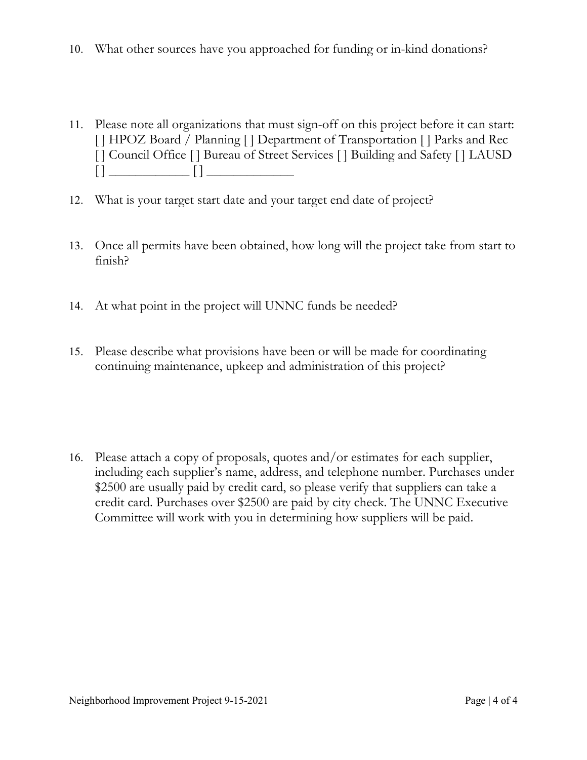10. What other sources have you approached for funding or in-kind donations?

11. Please note all organizations that must sign-off on this project before it can start:
[ ] HPOZ Board / Planning [ ] Department of Transportation [ ] Parks and Rec
[ ] Council Office [ ] Bureau of Street Services [ ] Building and Safety [ ] LAUSD
[ ] ____________ [ ] _____________

12. What is your target start date and your target end date of project?

13. Once all permits have been obtained, how long will the project take from start to finish?

14. At what point in the project will UNNC funds be needed?

15. Please describe what provisions have been or will be made for coordinating continuing maintenance, upkeep and administration of this project?

16. Please attach a copy of proposals, quotes and/or estimates for each supplier, including each supplier's name, address, and telephone number. Purchases under $2500 are usually paid by credit card, so please verify that suppliers can take a credit card. Purchases over $2500 are paid by city check. The UNNC Executive Committee will work with you in determining how suppliers will be paid.